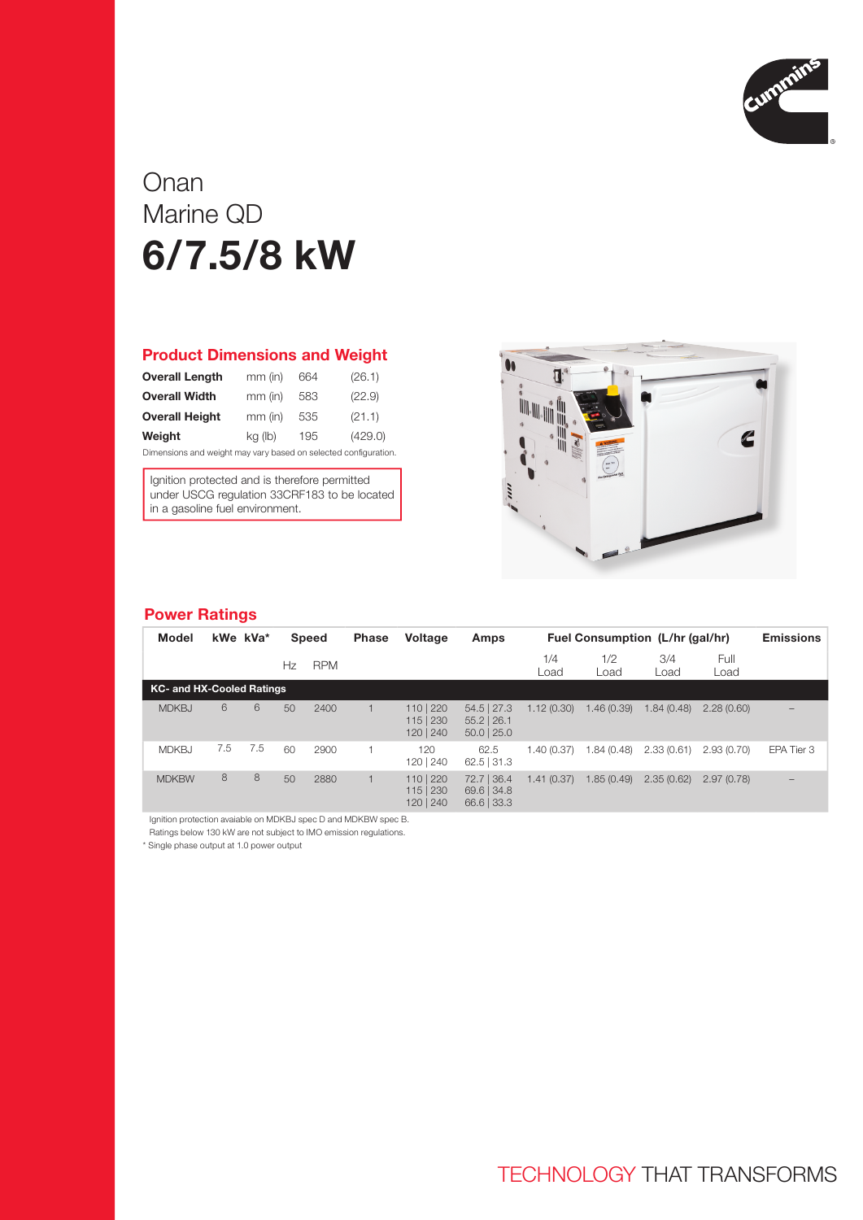# Onan
# Marine QD
# 6/7.5/8 kW

## Product Dimensions and Weight

| | | | |
|---|---|---|---|
| **Overall Length** | mm (in) | 664 | (26.1) |
| **Overall Width** | mm (in) | 583 | (22.9) |
| **Overall Height** | mm (in) | 535 | (21.1) |
| **Weight** | kg (lb) | 195 | (429.0) |

Dimensions and weight may vary based on selected configuration.

Ignition protected and is therefore permitted under USCG regulation 33CRF183 to be located in a gasoline fuel environment.

## Power Ratings

| Model | kWe | kVa* | Speed | | Phase | Voltage | Amps | Fuel Consumption (L/hr (gal/hr)) | | | | Emissions |
|---|---|---|---|---|---|---|---|---|---|---|---|---|
| | | | Hz | RPM | | | | 1/4 Load | 1/2 Load | 3/4 Load | Full Load | |
| **KC- and HX-Cooled Ratings** | | | | | | | | | | | | |
| MDKBJ | 6 | 6 | 50 | 2400 | 1 | 110 \| 220<br>115 \| 230<br>120 \| 240 | 54.5 \| 27.3<br>55.2 \| 26.1<br>50.0 \| 25.0 | 1.12 (0.30) | 1.46 (0.39) | 1.84 (0.48) | 2.28 (0.60) | – |
| MDKBJ | 7.5 | 7.5 | 60 | 2900 | 1 | 120<br>120 \| 240 | 62.5<br>62.5 \| 31.3 | 1.40 (0.37) | 1.84 (0.48) | 2.33 (0.61) | 2.93 (0.70) | EPA Tier 3 |
| MDKBW | 8 | 8 | 50 | 2880 | 1 | 110 \| 220<br>115 \| 230<br>120 \| 240 | 72.7 \| 36.4<br>69.6 \| 34.8<br>66.6 \| 33.3 | 1.41 (0.37) | 1.85 (0.49) | 2.35 (0.62) | 2.97 (0.78) | – |

Ignition protection avaiable on MDKBJ spec D and MDKBW spec B.

Ratings below 130 kW are not subject to IMO emission regulations.

* Single phase output at 1.0 power output

TECHNOLOGY THAT TRANSFORMS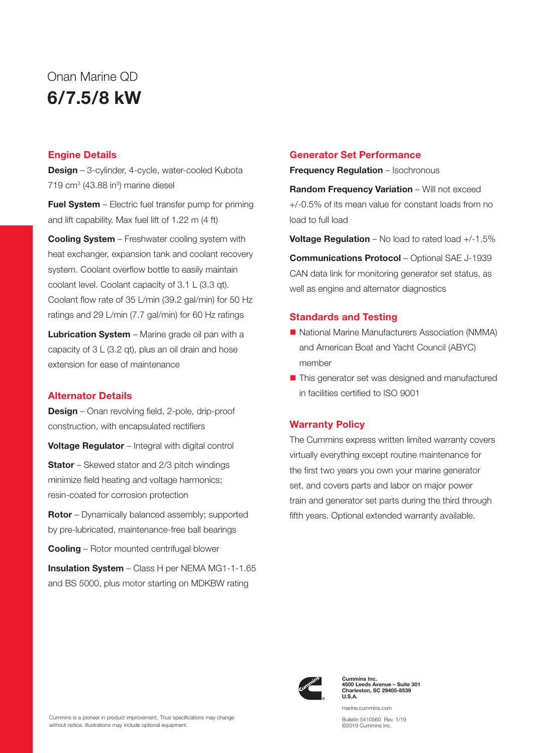Onan Marine QD

# 6/7.5/8 kW

## Engine Details

**Design** – 3-cylinder, 4-cycle, water-cooled Kubota 719 cm$^3$ (43.88 in$^3$) marine diesel

**Fuel System** – Electric fuel transfer pump for priming and lift capability. Max fuel lift of 1.22 m (4 ft)

**Cooling System** – Freshwater cooling system with heat exchanger, expansion tank and coolant recovery system. Coolant overflow bottle to easily maintain coolant level. Coolant capacity of 3.1 L (3.3 qt). Coolant flow rate of 35 L/min (39.2 gal/min) for 50 Hz ratings and 29 L/min (7.7 gal/min) for 60 Hz ratings

**Lubrication System** – Marine grade oil pan with a capacity of 3 L (3.2 qt), plus an oil drain and hose extension for ease of maintenance

## Alternator Details

**Design** – Onan revolving field, 2-pole, drip-proof construction, with encapsulated rectifiers

**Voltage Regulator** – Integral with digital control

**Stator** – Skewed stator and 2/3 pitch windings minimize field heating and voltage harmonics; resin-coated for corrosion protection

**Rotor** – Dynamically balanced assembly; supported by pre-lubricated, maintenance-free ball bearings

**Cooling** – Rotor mounted centrifugal blower

**Insulation System** – Class H per NEMA MG1-1-1.65 and BS 5000, plus motor starting on MDKBW rating

## Generator Set Performance

**Frequency Regulation** – Isochronous

**Random Frequency Variation** – Will not exceed +/-0.5% of its mean value for constant loads from no load to full load

**Voltage Regulation** – No load to rated load +/-1.5%

**Communications Protocol** – Optional SAE J-1939 CAN data link for monitoring generator set status, as well as engine and alternator diagnostics

## Standards and Testing

- National Marine Manufacturers Association (NMMA) and American Boat and Yacht Council (ABYC) member
- This generator set was designed and manufactured in facilities certified to ISO 9001

## Warranty Policy

The Cummins express written limited warranty covers virtually everything except routine maintenance for the first two years you own your marine generator set, and covers parts and labor on major power train and generator set parts during the third through fifth years. Optional extended warranty available.

Cummins is a pioneer in product improvement. Thus specifications may change without notice. Illustrations may include optional equipment.

**Cummins Inc.**
**4500 Leeds Avenue – Suite 301**
**Charleston, SC 29405-8539**
**U.S.A.**

marine.cummins.com

Bulletin 5410560 Rev. 1/19
©2019 Cummins Inc.